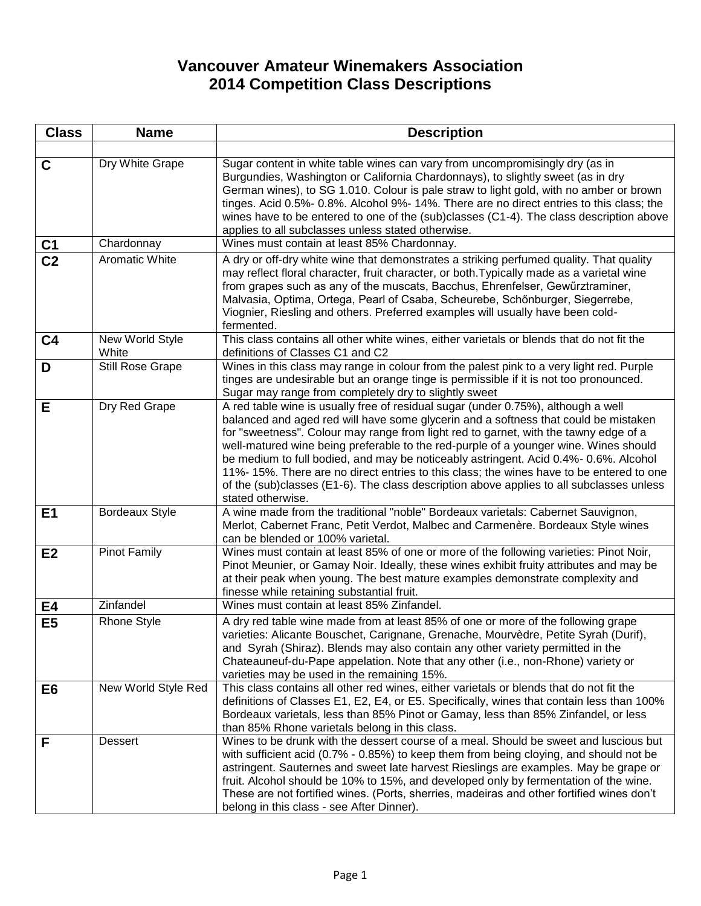# Vancouver Amateur Winemakers Association
## 2014 Competition Class Descriptions

| Class | Name | Description |
| --- | --- | --- |
| | | |
| **C** | Dry White Grape | Sugar content in white table wines can vary from uncompromisingly dry (as in Burgundies, Washington or California Chardonnays), to slightly sweet (as in dry German wines), to SG 1.010. Colour is pale straw to light gold, with no amber or brown tinges. Acid 0.5%- 0.8%. Alcohol 9%- 14%. There are no direct entries to this class; the wines have to be entered to one of the (sub)classes (C1-4). The class description above applies to all subclasses unless stated otherwise. |
| **C1** | Chardonnay | Wines must contain at least 85% Chardonnay. |
| **C2** | Aromatic White | A dry or off-dry white wine that demonstrates a striking perfumed quality. That quality may reflect floral character, fruit character, or both.Typically made as a varietal wine from grapes such as any of the muscats, Bacchus, Ehrenfelser, Gewűrztraminer, Malvasia, Optima, Ortega, Pearl of Csaba, Scheurebe, Schőnburger, Siegerrebe, Viognier, Riesling and others. Preferred examples will usually have been cold-fermented. |
| **C4** | New World Style White | This class contains all other white wines, either varietals or blends that do not fit the definitions of Classes C1 and C2 |
| **D** | Still Rose Grape | Wines in this class may range in colour from the palest pink to a very light red. Purple tinges are undesirable but an orange tinge is permissible if it is not too pronounced. Sugar may range from completely dry to slightly sweet |
| **E** | Dry Red Grape | A red table wine is usually free of residual sugar (under 0.75%), although a well balanced and aged red will have some glycerin and a softness that could be mistaken for "sweetness". Colour may range from light red to garnet, with the tawny edge of a well-matured wine being preferable to the red-purple of a younger wine. Wines should be medium to full bodied, and may be noticeably astringent. Acid 0.4%- 0.6%. Alcohol 11%- 15%. There are no direct entries to this class; the wines have to be entered to one of the (sub)classes (E1-6). The class description above applies to all subclasses unless stated otherwise. |
| **E1** | Bordeaux Style | A wine made from the traditional "noble" Bordeaux varietals: Cabernet Sauvignon, Merlot, Cabernet Franc, Petit Verdot, Malbec and Carmenère. Bordeaux Style wines can be blended or 100% varietal. |
| **E2** | Pinot Family | Wines must contain at least 85% of one or more of the following varieties: Pinot Noir, Pinot Meunier, or Gamay Noir. Ideally, these wines exhibit fruity attributes and may be at their peak when young. The best mature examples demonstrate complexity and finesse while retaining substantial fruit. |
| **E4** | Zinfandel | Wines must contain at least 85% Zinfandel. |
| **E5** | Rhone Style | A dry red table wine made from at least 85% of one or more of the following grape varieties: Alicante Bouschet, Carignane, Grenache, Mourvèdre, Petite Syrah (Durif), and Syrah (Shiraz). Blends may also contain any other variety permitted in the Chateauneuf-du-Pape appelation. Note that any other (i.e., non-Rhone) variety or varieties may be used in the remaining 15%. |
| **E6** | New World Style Red | This class contains all other red wines, either varietals or blends that do not fit the definitions of Classes E1, E2, E4, or E5. Specifically, wines that contain less than 100% Bordeaux varietals, less than 85% Pinot or Gamay, less than 85% Zinfandel, or less than 85% Rhone varietals belong in this class. |
| **F** | Dessert | Wines to be drunk with the dessert course of a meal. Should be sweet and luscious but with sufficient acid (0.7% - 0.85%) to keep them from being cloying, and should not be astringent. Sauternes and sweet late harvest Rieslings are examples. May be grape or fruit. Alcohol should be 10% to 15%, and developed only by fermentation of the wine. These are not fortified wines. (Ports, sherries, madeiras and other fortified wines don't belong in this class - see After Dinner). |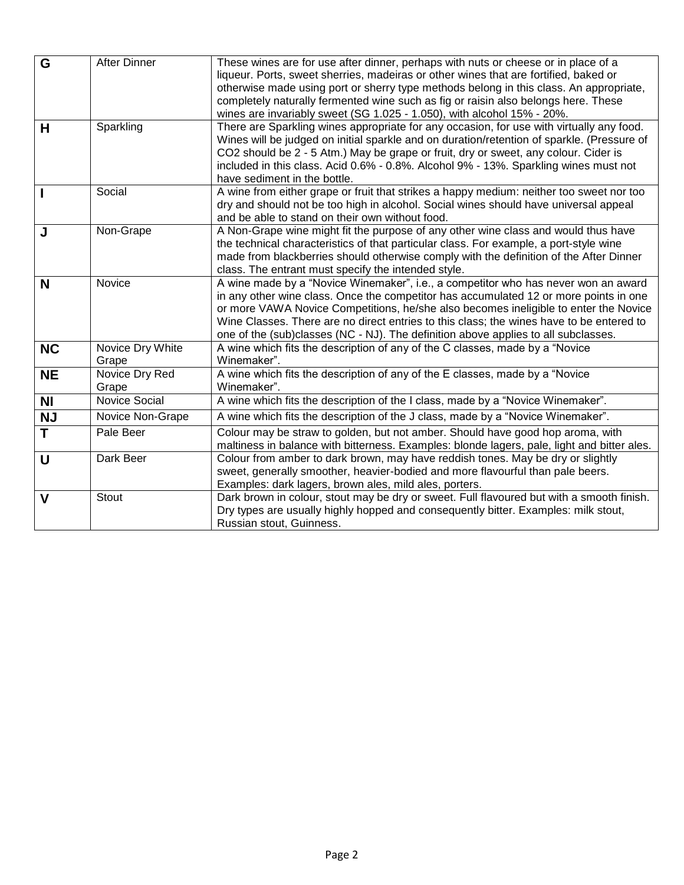| | | |
|---|---|---|
| **G** | After Dinner | These wines are for use after dinner, perhaps with nuts or cheese or in place of a liqueur. Ports, sweet sherries, madeiras or other wines that are fortified, baked or otherwise made using port or sherry type methods belong in this class. An appropriate, completely naturally fermented wine such as fig or raisin also belongs here. These wines are invariably sweet (SG 1.025 - 1.050), with alcohol 15% - 20%. |
| **H** | Sparkling | There are Sparkling wines appropriate for any occasion, for use with virtually any food. Wines will be judged on initial sparkle and on duration/retention of sparkle. (Pressure of $CO_2$ should be 2 - 5 Atm.) May be grape or fruit, dry or sweet, any colour. Cider is included in this class. Acid 0.6% - 0.8%. Alcohol 9% - 13%. Sparkling wines must not have sediment in the bottle. |
| **I** | Social | A wine from either grape or fruit that strikes a happy medium: neither too sweet nor too dry and should not be too high in alcohol. Social wines should have universal appeal and be able to stand on their own without food. |
| **J** | Non-Grape | A Non-Grape wine might fit the purpose of any other wine class and would thus have the technical characteristics of that particular class. For example, a port-style wine made from blackberries should otherwise comply with the definition of the After Dinner class. The entrant must specify the intended style. |
| **N** | Novice | A wine made by a "Novice Winemaker", i.e., a competitor who has never won an award in any other wine class. Once the competitor has accumulated 12 or more points in one or more VAWA Novice Competitions, he/she also becomes ineligible to enter the Novice Wine Classes. There are no direct entries to this class; the wines have to be entered to one of the (sub)classes (NC - NJ). The definition above applies to all subclasses. |
| **NC** | Novice Dry White Grape | A wine which fits the description of any of the C classes, made by a "Novice Winemaker". |
| **NE** | Novice Dry Red Grape | A wine which fits the description of any of the E classes, made by a "Novice Winemaker". |
| **NI** | Novice Social | A wine which fits the description of the I class, made by a "Novice Winemaker". |
| **NJ** | Novice Non-Grape | A wine which fits the description of the J class, made by a "Novice Winemaker". |
| **T** | Pale Beer | Colour may be straw to golden, but not amber. Should have good hop aroma, with maltiness in balance with bitterness. Examples: blonde lagers, pale, light and bitter ales. |
| **U** | Dark Beer | Colour from amber to dark brown, may have reddish tones. May be dry or slightly sweet, generally smoother, heavier-bodied and more flavourful than pale beers. Examples: dark lagers, brown ales, mild ales, porters. |
| **V** | Stout | Dark brown in colour, stout may be dry or sweet. Full flavoured but with a smooth finish. Dry types are usually highly hopped and consequently bitter. Examples: milk stout, Russian stout, Guinness. |